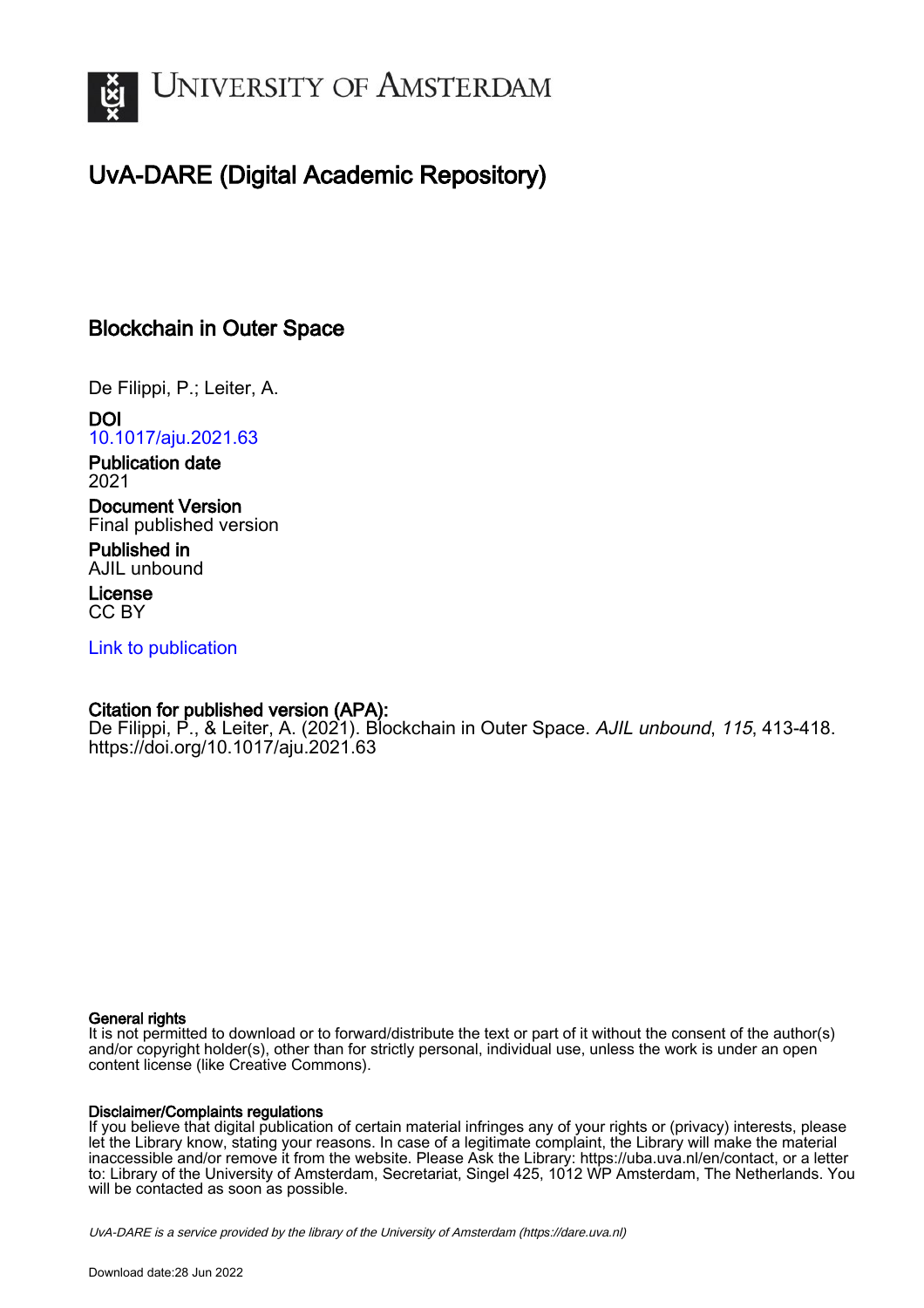# University of Amsterdam

## UvA-DARE (Digital Academic Repository)

### Blockchain in Outer Space

De Filippi, P.; Leiter, A.

**DOI**
10.1017/aju.2021.63

**Publication date**
2021

**Document Version**
Final published version

**Published in**
AJIL unbound

**License**
CC BY

Link to publication

**Citation for published version (APA):**
De Filippi, P., & Leiter, A. (2021). Blockchain in Outer Space. *AJIL unbound*, *115*, 413-418. https://doi.org/10.1017/aju.2021.63

**General rights**
It is not permitted to download or to forward/distribute the text or part of it without the consent of the author(s) and/or copyright holder(s), other than for strictly personal, individual use, unless the work is under an open content license (like Creative Commons).

**Disclaimer/Complaints regulations**
If you believe that digital publication of certain material infringes any of your rights or (privacy) interests, please let the Library know, stating your reasons. In case of a legitimate complaint, the Library will make the material inaccessible and/or remove it from the website. Please Ask the Library: https://uba.uva.nl/en/contact, or a letter to: Library of the University of Amsterdam, Secretariat, Singel 425, 1012 WP Amsterdam, The Netherlands. You will be contacted as soon as possible.

*UvA-DARE is a service provided by the library of the University of Amsterdam (https://dare.uva.nl)*

Download date:28 Jun 2022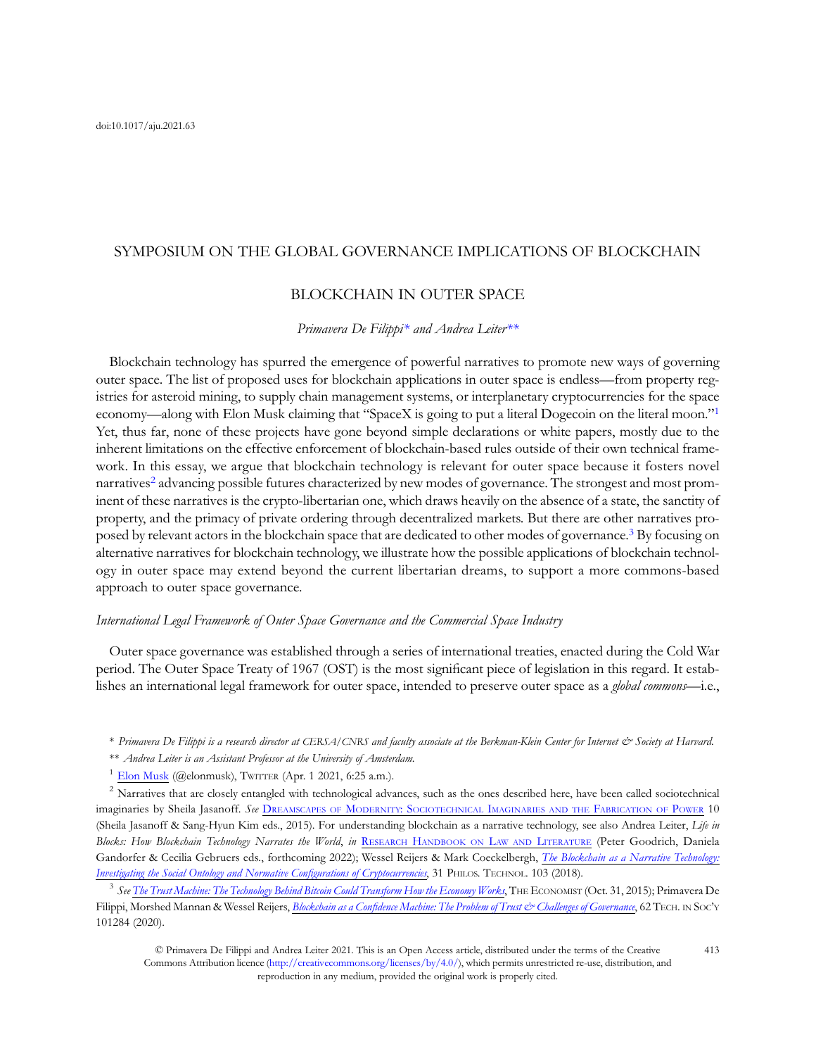doi:10.1017/aju.2021.63

## SYMPOSIUM ON THE GLOBAL GOVERNANCE IMPLICATIONS OF BLOCKCHAIN

# BLOCKCHAIN IN OUTER SPACE

*Primavera De Filippi\* and Andrea Leiter\*\**

Blockchain technology has spurred the emergence of powerful narratives to promote new ways of governing outer space. The list of proposed uses for blockchain applications in outer space is endless—from property registries for asteroid mining, to supply chain management systems, or interplanetary cryptocurrencies for the space economy—along with Elon Musk claiming that "SpaceX is going to put a literal Dogecoin on the literal moon."[1] Yet, thus far, none of these projects have gone beyond simple declarations or white papers, mostly due to the inherent limitations on the effective enforcement of blockchain-based rules outside of their own technical framework. In this essay, we argue that blockchain technology is relevant for outer space because it fosters novel narratives[2] advancing possible futures characterized by new modes of governance. The strongest and most prominent of these narratives is the crypto-libertarian one, which draws heavily on the absence of a state, the sanctity of property, and the primacy of private ordering through decentralized markets. But there are other narratives proposed by relevant actors in the blockchain space that are dedicated to other modes of governance.[3] By focusing on alternative narratives for blockchain technology, we illustrate how the possible applications of blockchain technology in outer space may extend beyond the current libertarian dreams, to support a more commons-based approach to outer space governance.

### *International Legal Framework of Outer Space Governance and the Commercial Space Industry*

Outer space governance was established through a series of international treaties, enacted during the Cold War period. The Outer Space Treaty of 1967 (OST) is the most significant piece of legislation in this regard. It establishes an international legal framework for outer space, intended to preserve outer space as a *global commons*—i.e.,

\* *Primavera De Filippi is a research director at CERSA/CNRS and faculty associate at the Berkman-Klein Center for Internet & Society at Harvard.*

\*\* *Andrea Leiter is an Assistant Professor at the University of Amsterdam.*

[1] Elon Musk (@elonmusk), TWITTER (Apr. 1 2021, 6:25 a.m.).

[2] Narratives that are closely entangled with technological advances, such as the ones described here, have been called sociotechnical imaginaries by Sheila Jasanoff. *See* DREAMSCAPES OF MODERNITY: SOCIOTECHNICAL IMAGINARIES AND THE FABRICATION OF POWER 10 (Sheila Jasanoff & Sang-Hyun Kim eds., 2015). For understanding blockchain as a narrative technology, see also Andrea Leiter, *Life in Blocks: How Blockchain Technology Narrates the World*, *in* RESEARCH HANDBOOK ON LAW AND LITERATURE (Peter Goodrich, Daniela Gandorfer & Cecilia Gebruers eds., forthcoming 2022); Wessel Reijers & Mark Coeckelbergh, *The Blockchain as a Narrative Technology: Investigating the Social Ontology and Normative Configurations of Cryptocurrencies*, 31 PHILOS. TECHNOL. 103 (2018).

[3] *See The Trust Machine: The Technology Behind Bitcoin Could Transform How the Economy Works*, THE ECONOMIST (Oct. 31, 2015); Primavera De Filippi, Morshed Mannan & Wessel Reijers, *Blockchain as a Confidence Machine: The Problem of Trust & Challenges of Governance*, 62 TECH. IN SOC'Y 101284 (2020).

© Primavera De Filippi and Andrea Leiter 2021. This is an Open Access article, distributed under the terms of the Creative Commons Attribution licence (http://creativecommons.org/licenses/by/4.0/), which permits unrestricted re-use, distribution, and reproduction in any medium, provided the original work is properly cited.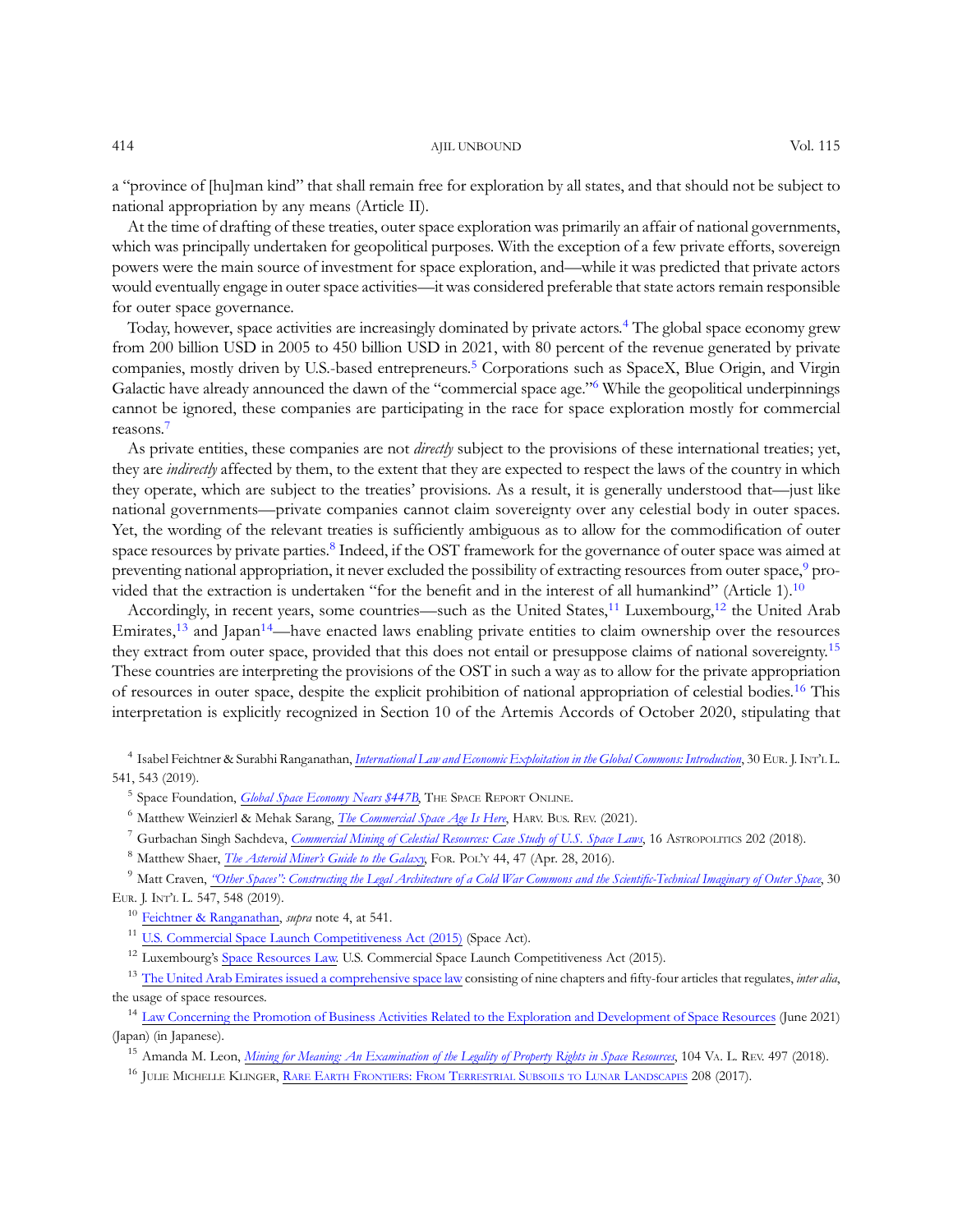a "province of [hu]man kind" that shall remain free for exploration by all states, and that should not be subject to national appropriation by any means (Article II).

At the time of drafting of these treaties, outer space exploration was primarily an affair of national governments, which was principally undertaken for geopolitical purposes. With the exception of a few private efforts, sovereign powers were the main source of investment for space exploration, and—while it was predicted that private actors would eventually engage in outer space activities—it was considered preferable that state actors remain responsible for outer space governance.

Today, however, space activities are increasingly dominated by private actors.[4] The global space economy grew from 200 billion USD in 2005 to 450 billion USD in 2021, with 80 percent of the revenue generated by private companies, mostly driven by U.S.-based entrepreneurs.[5] Corporations such as SpaceX, Blue Origin, and Virgin Galactic have already announced the dawn of the "commercial space age."[6] While the geopolitical underpinnings cannot be ignored, these companies are participating in the race for space exploration mostly for commercial reasons.[7]

As private entities, these companies are not *directly* subject to the provisions of these international treaties; yet, they are *indirectly* affected by them, to the extent that they are expected to respect the laws of the country in which they operate, which are subject to the treaties' provisions. As a result, it is generally understood that—just like national governments—private companies cannot claim sovereignty over any celestial body in outer spaces. Yet, the wording of the relevant treaties is sufficiently ambiguous as to allow for the commodification of outer space resources by private parties.[8] Indeed, if the OST framework for the governance of outer space was aimed at preventing national appropriation, it never excluded the possibility of extracting resources from outer space,[9] provided that the extraction is undertaken "for the benefit and in the interest of all humankind" (Article 1).[10]

Accordingly, in recent years, some countries—such as the United States,[11] Luxembourg,[12] the United Arab Emirates,[13] and Japan[14]—have enacted laws enabling private entities to claim ownership over the resources they extract from outer space, provided that this does not entail or presuppose claims of national sovereignty.[15] These countries are interpreting the provisions of the OST in such a way as to allow for the private appropriation of resources in outer space, despite the explicit prohibition of national appropriation of celestial bodies.[16] This interpretation is explicitly recognized in Section 10 of the Artemis Accords of October 2020, stipulating that

---

[4] Isabel Feichtner & Surabhi Ranganathan, *International Law and Economic Exploitation in the Global Commons: Introduction*, 30 Eur. J. Int'l L. 541, 543 (2019).

[5] Space Foundation, *Global Space Economy Nears $447B*, The Space Report Online.

[6] Matthew Weinzierl & Mehak Sarang, *The Commercial Space Age Is Here*, Harv. Bus. Rev. (2021).

[7] Gurbachan Singh Sachdeva, *Commercial Mining of Celestial Resources: Case Study of U.S. Space Laws*, 16 Astropolitics 202 (2018).

[8] Matthew Shaer, *The Asteroid Miner's Guide to the Galaxy*, For. Pol'y 44, 47 (Apr. 28, 2016).

[9] Matt Craven, *"Other Spaces": Constructing the Legal Architecture of a Cold War Commons and the Scientific-Technical Imaginary of Outer Space*, 30 Eur. J. Int'l L. 547, 548 (2019).

[10] Feichtner & Ranganathan, *supra* note 4, at 541.

[11] U.S. Commercial Space Launch Competitiveness Act (2015) (Space Act).

[12] Luxembourg's Space Resources Law. U.S. Commercial Space Launch Competitiveness Act (2015).

[13] The United Arab Emirates issued a comprehensive space law consisting of nine chapters and fifty-four articles that regulates, *inter alia*, the usage of space resources.

[14] Law Concerning the Promotion of Business Activities Related to the Exploration and Development of Space Resources (June 2021) (Japan) (in Japanese).

[15] Amanda M. Leon, *Mining for Meaning: An Examination of the Legality of Property Rights in Space Resources*, 104 Va. L. Rev. 497 (2018).

[16] Julie Michelle Klinger, Rare Earth Frontiers: From Terrestrial Subsoils to Lunar Landscapes 208 (2017).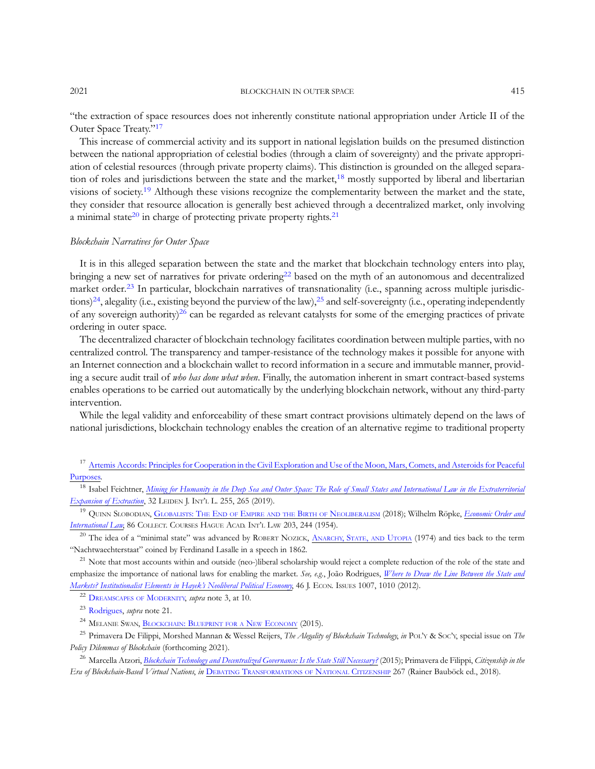"the extraction of space resources does not inherently constitute national appropriation under Article II of the Outer Space Treaty."[17]

This increase of commercial activity and its support in national legislation builds on the presumed distinction between the national appropriation of celestial bodies (through a claim of sovereignty) and the private appropriation of celestial resources (through private property claims). This distinction is grounded on the alleged separation of roles and jurisdictions between the state and the market,[18] mostly supported by liberal and libertarian visions of society.[19] Although these visions recognize the complementarity between the market and the state, they consider that resource allocation is generally best achieved through a decentralized market, only involving a minimal state[20] in charge of protecting private property rights.[21]

### *Blockchain Narratives for Outer Space*

It is in this alleged separation between the state and the market that blockchain technology enters into play, bringing a new set of narratives for private ordering[22] based on the myth of an autonomous and decentralized market order.[23] In particular, blockchain narratives of transnationality (i.e., spanning across multiple jurisdictions)[24], alegality (i.e., existing beyond the purview of the law),[25] and self-sovereignty (i.e., operating independently of any sovereign authority)[26] can be regarded as relevant catalysts for some of the emerging practices of private ordering in outer space.

The decentralized character of blockchain technology facilitates coordination between multiple parties, with no centralized control. The transparency and tamper-resistance of the technology makes it possible for anyone with an Internet connection and a blockchain wallet to record information in a secure and immutable manner, providing a secure audit trail of *who has done what when*. Finally, the automation inherent in smart contract-based systems enables operations to be carried out automatically by the underlying blockchain network, without any third-party intervention.

While the legal validity and enforceability of these smart contract provisions ultimately depend on the laws of national jurisdictions, blockchain technology enables the creation of an alternative regime to traditional property

---

[17] Artemis Accords: Principles for Cooperation in the Civil Exploration and Use of the Moon, Mars, Comets, and Asteroids for Peaceful Purposes.

[18] Isabel Feichtner, *Mining for Humanity in the Deep Sea and Outer Space: The Role of Small States and International Law in the Extraterritorial Expansion of Extraction*, 32 Leiden J. Int'l L. 255, 265 (2019).

[19] Quinn Slobodian, Globalists: The End of Empire and the Birth of Neoliberalism (2018); Wilhelm Röpke, *Economic Order and International Law*, 86 Collect. Courses Hague Acad. Int'l Law 203, 244 (1954).

[20] The idea of a "minimal state" was advanced by Robert Nozick, Anarchy, State, and Utopia (1974) and ties back to the term "Nachtwaechterstaat" coined by Ferdinand Lasalle in a speech in 1862.

[21] Note that most accounts within and outside (neo-)liberal scholarship would reject a complete reduction of the role of the state and emphasize the importance of national laws for enabling the market. *See, e.g.*, João Rodrigues, *Where to Draw the Line Between the State and Markets? Institutionalist Elements in Hayek's Neoliberal Political Economy*, 46 J. Econ. Issues 1007, 1010 (2012).

[22] Dreamscapes of Modernity, *supra* note 3, at 10.

[23] Rodrigues, *supra* note 21.

[24] Melanie Swan, Blockchain: Blueprint for a New Economy (2015).

[25] Primavera De Filippi, Morshed Mannan & Wessel Reijers, *The Alegality of Blockchain Technology*, *in* Pol'y & Soc'y, special issue on *The Policy Dilemmas of Blockchain* (forthcoming 2021).

[26] Marcella Atzori, *Blockchain Technology and Decentralized Governance: Is the State Still Necessary?* (2015); Primavera de Filippi, *Citizenship in the Era of Blockchain-Based Virtual Nations*, *in* Debating Transformations of National Citizenship 267 (Rainer Bauböck ed., 2018).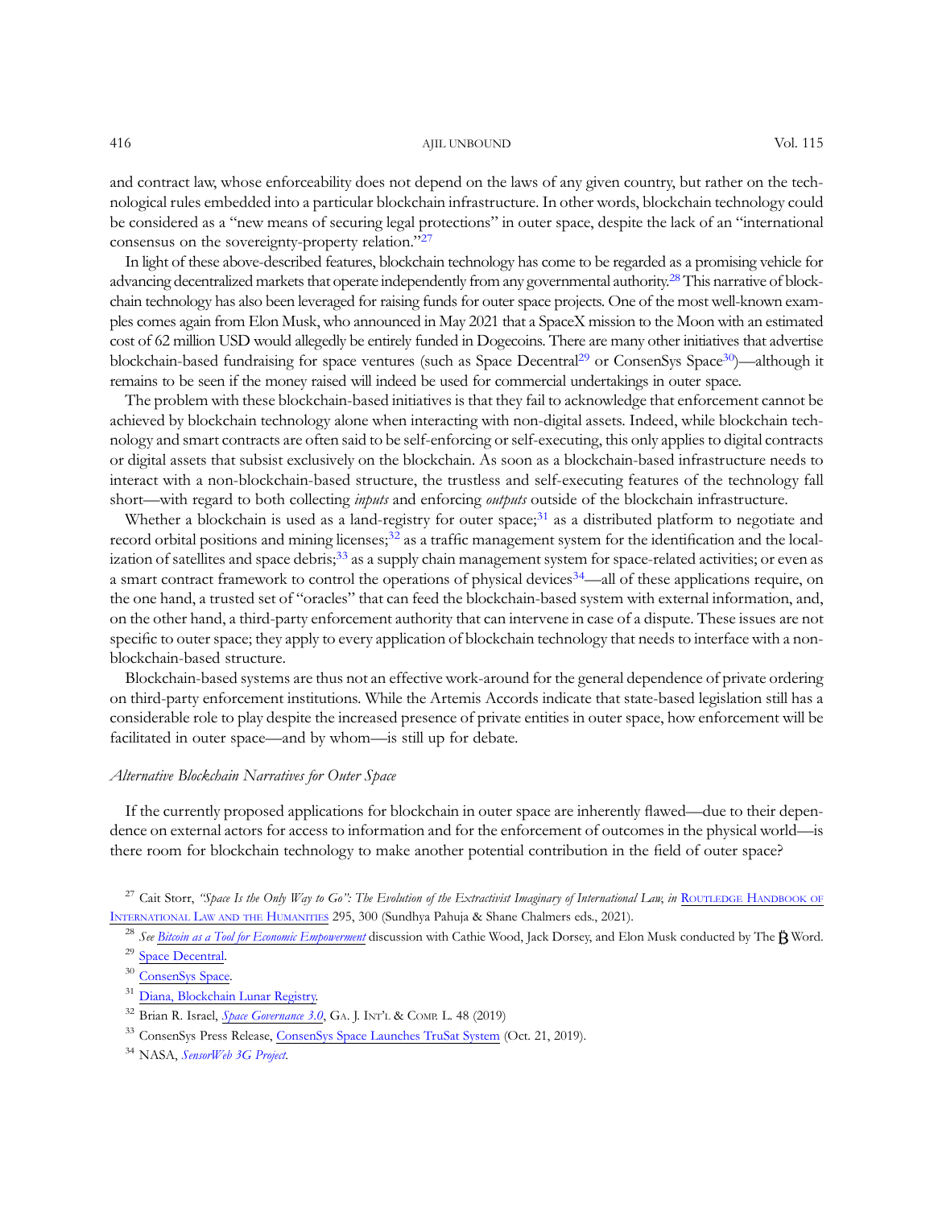and contract law, whose enforceability does not depend on the laws of any given country, but rather on the technological rules embedded into a particular blockchain infrastructure. In other words, blockchain technology could be considered as a "new means of securing legal protections" in outer space, despite the lack of an "international consensus on the sovereignty-property relation."[27]

In light of these above-described features, blockchain technology has come to be regarded as a promising vehicle for advancing decentralized markets that operate independently from any governmental authority.[28] This narrative of blockchain technology has also been leveraged for raising funds for outer space projects. One of the most well-known examples comes again from Elon Musk, who announced in May 2021 that a SpaceX mission to the Moon with an estimated cost of 62 million USD would allegedly be entirely funded in Dogecoins. There are many other initiatives that advertise blockchain-based fundraising for space ventures (such as Space Decentral[29] or ConsenSys Space[30])—although it remains to be seen if the money raised will indeed be used for commercial undertakings in outer space.

The problem with these blockchain-based initiatives is that they fail to acknowledge that enforcement cannot be achieved by blockchain technology alone when interacting with non-digital assets. Indeed, while blockchain technology and smart contracts are often said to be self-enforcing or self-executing, this only applies to digital contracts or digital assets that subsist exclusively on the blockchain. As soon as a blockchain-based infrastructure needs to interact with a non-blockchain-based structure, the trustless and self-executing features of the technology fall short—with regard to both collecting *inputs* and enforcing *outputs* outside of the blockchain infrastructure.

Whether a blockchain is used as a land-registry for outer space;[31] as a distributed platform to negotiate and record orbital positions and mining licenses;[32] as a traffic management system for the identification and the localization of satellites and space debris;[33] as a supply chain management system for space-related activities; or even as a smart contract framework to control the operations of physical devices[34]—all of these applications require, on the one hand, a trusted set of "oracles" that can feed the blockchain-based system with external information, and, on the other hand, a third-party enforcement authority that can intervene in case of a dispute. These issues are not specific to outer space; they apply to every application of blockchain technology that needs to interface with a non-blockchain-based structure.

Blockchain-based systems are thus not an effective work-around for the general dependence of private ordering on third-party enforcement institutions. While the Artemis Accords indicate that state-based legislation still has a considerable role to play despite the increased presence of private entities in outer space, how enforcement will be facilitated in outer space—and by whom—is still up for debate.

### *Alternative Blockchain Narratives for Outer Space*

If the currently proposed applications for blockchain in outer space are inherently flawed—due to their dependence on external actors for access to information and for the enforcement of outcomes in the physical world—is there room for blockchain technology to make another potential contribution in the field of outer space?

---

[27] Cait Storr, *"Space Is the Only Way to Go": The Evolution of the Extractivist Imaginary of International Law*, *in* ROUTLEDGE HANDBOOK OF INTERNATIONAL LAW AND THE HUMANITIES 295, 300 (Sundhya Pahuja & Shane Chalmers eds., 2021).

[28] *See Bitcoin as a Tool for Economic Empowerment* discussion with Cathie Wood, Jack Dorsey, and Elon Musk conducted by The ₿ Word.

[29] Space Decentral.

[30] ConsenSys Space.

[31] Diana, Blockchain Lunar Registry.

[32] Brian R. Israel, *Space Governance 3.0*, GA. J. INT'L & COMP. L. 48 (2019)

[33] ConsenSys Press Release, ConsenSys Space Launches TruSat System (Oct. 21, 2019).

[34] NASA, *SensorWeb 3G Project*.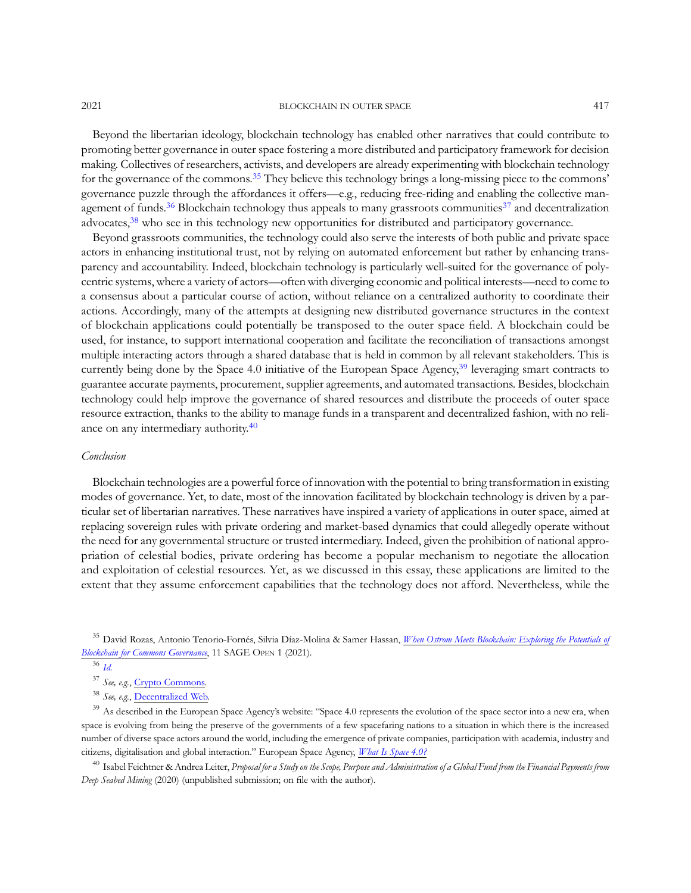Beyond the libertarian ideology, blockchain technology has enabled other narratives that could contribute to promoting better governance in outer space fostering a more distributed and participatory framework for decision making. Collectives of researchers, activists, and developers are already experimenting with blockchain technology for the governance of the commons.[35] They believe this technology brings a long-missing piece to the commons' governance puzzle through the affordances it offers—e.g., reducing free-riding and enabling the collective management of funds.[36] Blockchain technology thus appeals to many grassroots communities[37] and decentralization advocates,[38] who see in this technology new opportunities for distributed and participatory governance.

Beyond grassroots communities, the technology could also serve the interests of both public and private space actors in enhancing institutional trust, not by relying on automated enforcement but rather by enhancing transparency and accountability. Indeed, blockchain technology is particularly well-suited for the governance of polycentric systems, where a variety of actors—often with diverging economic and political interests—need to come to a consensus about a particular course of action, without reliance on a centralized authority to coordinate their actions. Accordingly, many of the attempts at designing new distributed governance structures in the context of blockchain applications could potentially be transposed to the outer space field. A blockchain could be used, for instance, to support international cooperation and facilitate the reconciliation of transactions amongst multiple interacting actors through a shared database that is held in common by all relevant stakeholders. This is currently being done by the Space 4.0 initiative of the European Space Agency,[39] leveraging smart contracts to guarantee accurate payments, procurement, supplier agreements, and automated transactions. Besides, blockchain technology could help improve the governance of shared resources and distribute the proceeds of outer space resource extraction, thanks to the ability to manage funds in a transparent and decentralized fashion, with no reliance on any intermediary authority.[40]

### *Conclusion*

Blockchain technologies are a powerful force of innovation with the potential to bring transformation in existing modes of governance. Yet, to date, most of the innovation facilitated by blockchain technology is driven by a particular set of libertarian narratives. These narratives have inspired a variety of applications in outer space, aimed at replacing sovereign rules with private ordering and market-based dynamics that could allegedly operate without the need for any governmental structure or trusted intermediary. Indeed, given the prohibition of national appropriation of celestial bodies, private ordering has become a popular mechanism to negotiate the allocation and exploitation of celestial resources. Yet, as we discussed in this essay, these applications are limited to the extent that they assume enforcement capabilities that the technology does not afford. Nevertheless, while the

---

[35] David Rozas, Antonio Tenorio-Fornés, Silvia Díaz-Molina & Samer Hassan, *When Ostrom Meets Blockchain: Exploring the Potentials of Blockchain for Commons Governance*, 11 SAGE OPEN 1 (2021).

[36] *Id.*

[37] *See, e.g.*, Crypto Commons.

[38] *See, e.g.*, Decentralized Web.

[39] As described in the European Space Agency's website: "Space 4.0 represents the evolution of the space sector into a new era, when space is evolving from being the preserve of the governments of a few spacefaring nations to a situation in which there is the increased number of diverse space actors around the world, including the emergence of private companies, participation with academia, industry and citizens, digitalisation and global interaction." European Space Agency, *What Is Space 4.0?*

[40] Isabel Feichtner & Andrea Leiter, *Proposal for a Study on the Scope, Purpose and Administration of a Global Fund from the Financial Payments from Deep Seabed Mining* (2020) (unpublished submission; on file with the author).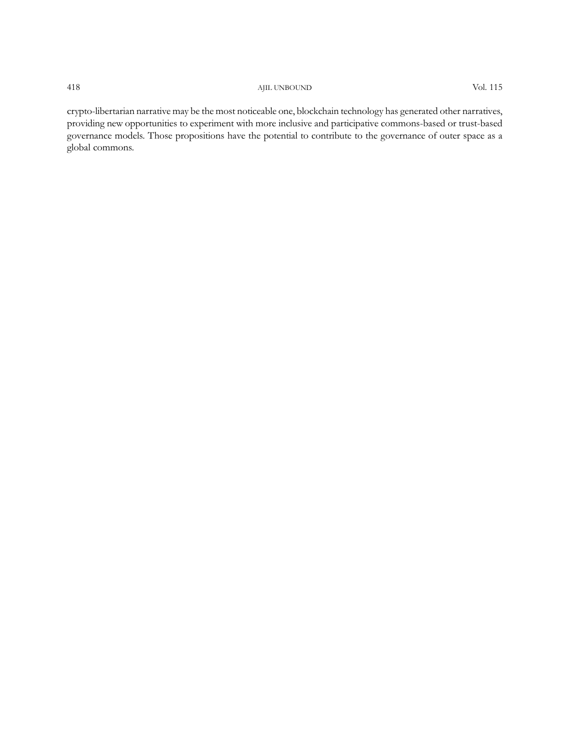crypto-libertarian narrative may be the most noticeable one, blockchain technology has generated other narratives, providing new opportunities to experiment with more inclusive and participative commons-based or trust-based governance models. Those propositions have the potential to contribute to the governance of outer space as a global commons.